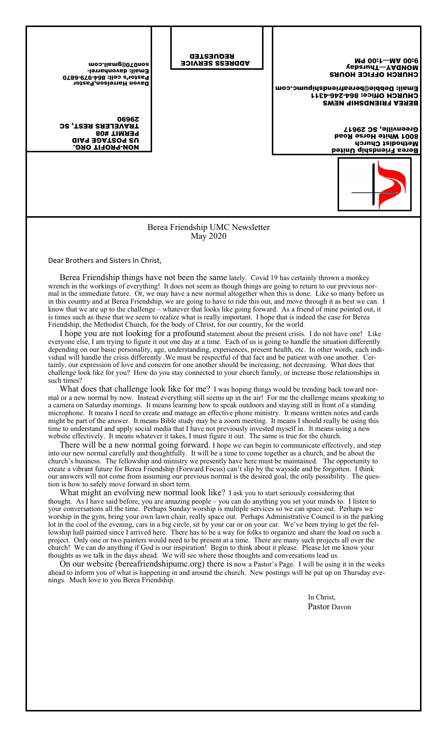Berea Friendship United Methodist Church
8001 White Horse Road
Greenville, SC 29617

BEREA FRIENDSHIP NEWS
CHURCH Office: 864-246-4311
Email: Debbie@bereafriendshipumc.com

CHURCH OFFICE HOURS
MONDAY—Thursday
9:00 AM—1:00 PM

ADDRESS SERVICE REQUESTED

NON-PROFIT ORG.
US POSTAGE PAID
PERMIT #08
TRAVELERS REST, SC
29690

Davon Harrelson,Pastor
Pastor's cell: 864-979-6870
Email: davonharrel-son070@gmail.com

Berea Friendship UMC Newsletter
May 2020

Dear Brothers and Sisters In Christ,

Berea Friendship things have not been the same lately. Covid 19 has certainly thrown a monkey wrench in the workings of everything! It does not seem as though things are going to return to our previous normal in the immediate future. Or, we may have a new normal altogether when this is done. Like so many before us in this country and at Berea Friendship, we are going to have to ride this out, and move through it as best we can. I know that we are up to the challenge – whatever that looks like going forward. As a friend of mine pointed out, it is times such as these that we seem to realize what is really important. I hope that is indeed the case for Berea Friendship, the Methodist Church, for the body of Christ, for our country, for the world.

I hope you are not looking for a profound statement about the present crisis. I do not have one! Like everyone else, I am trying to figure it out one day at a time. Each of us is going to handle the situation differently depending on our basic personality, age, understanding, experiences, present health, etc. In other words, each individual will handle the crisis differently .We must be respectful of that fact and be patient with one another. Certainly, our expression of love and concern for one another should be increasing, not decreasing. What does that challenge look like for you? How do you stay connected to your church family, or increase those relationships in such times?

What does that challenge look like for me? I was hoping things would be trending back toward normal or a new normal by now. Instead everything still seems up in the air! For me the challenge means speaking to a camera on Saturday mornings. It means learning how to speak outdoors and staying still in front of a standing microphone. It means I need to create and manage an effective phone ministry. It means written notes and cards might be part of the answer. It means Bible study may be a zoom meeting. It means I should really be using this time to understand and apply social media that I have not previously invested myself in. It means using a new website effectively. It means whatever it takes, I must figure it out. The same is true for the church.

There will be a new normal going forward. I hope we can begin to communicate effectively, and step into our new normal carefully and thoughtfully. It will be a time to come together as a church, and be about the church's business. The fellowship and ministry we presently have here must be maintained. The opportunity to create a vibrant future for Berea Friendship (Forward Focus) can't slip by the wayside and be forgotten. I think our answers will not come from assuming our previous normal is the desired goal, the only possibility. The question is how to safely move forward in short term.

What might an evolving new normal look like? I ask you to start seriously considering that thought. As I have said before, you are amazing people – you can do anything you set your minds to. I listen to your conversations all the time. Perhaps Sunday worship is multiple services so we can space out. Perhaps we worship in the gym, bring your own lawn chair, really space out. Perhaps Administrative Council is in the parking lot in the cool of the evening, cars in a big circle, sit by your car or on your car. We've been trying to get the fellowship hall painted since I arrived here. There has to be a way for folks to organize and share the load on such a project. Only one or two painters would need to be present at a time. There are many such projects all over the church! We can do anything if God is our inspiration! Begin to think about it please. Please let me know your thoughts as we talk in the days ahead. We will see where those thoughts and conversations lead us.

On our website (bereafriendshipumc.org) there is now a Pastor's Page. I will be using it in the weeks ahead to inform you of what is happening in and around the church. New postings will be put up on Thursday evenings. Much love to you Berea Friendship.

In Christ,
Pastor Davon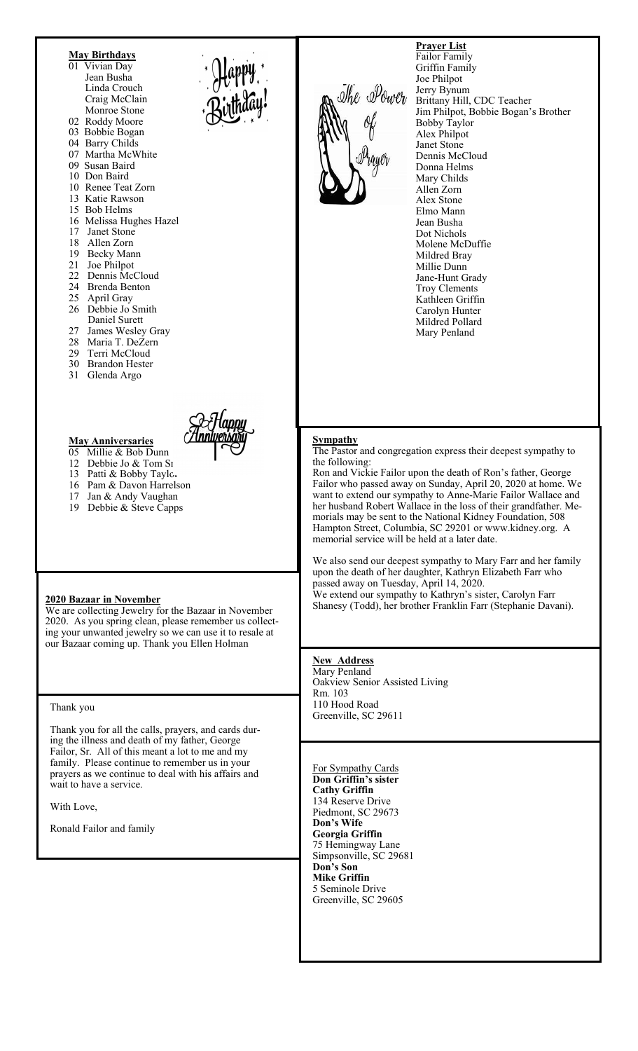**May Birthdays**

01 Vivian Day
Jean Busha
Linda Crouch
Craig McClain
Monroe Stone
02 Roddy Moore
03 Bobbie Bogan
04 Barry Childs
07 Martha McWhite
09 Susan Baird
10 Don Baird
10 Renee Teat Zorn
13 Katie Rawson
15 Bob Helms
16 Melissa Hughes Hazel
17 Janet Stone
18 Allen Zorn
19 Becky Mann
21 Joe Philpot
22 Dennis McCloud
24 Brenda Benton
25 April Gray
26 Debbie Jo Smith
Daniel Surett
27 James Wesley Gray
28 Maria T. DeZern
29 Terri McCloud
30 Brandon Hester
31 Glenda Argo

**May Anniversaries**

05 Millie & Bob Dunn
12 Debbie Jo & Tom Sı
13 Patti & Bobby Taylo
16 Pam & Davon Harrelson
17 Jan & Andy Vaughan
19 Debbie & Steve Capps

**2020 Bazaar in November**

We are collecting Jewelry for the Bazaar in November 2020. As you spring clean, please remember us collecting your unwanted jewelry so we can use it to resale at our Bazaar coming up. Thank you Ellen Holman

Thank you

Thank you for all the calls, prayers, and cards during the illness and death of my father, George Failor, Sr. All of this meant a lot to me and my family. Please continue to remember us in your prayers as we continue to deal with his affairs and wait to have a service.

With Love,

Ronald Failor and family

**Prayer List**

Failor Family
Griffin Family
Joe Philpot
Jerry Bynum
Brittany Hill, CDC Teacher
Jim Philpot, Bobbie Bogan's Brother
Bobby Taylor
Alex Philpot
Janet Stone
Dennis McCloud
Donna Helms
Mary Childs
Allen Zorn
Alex Stone
Elmo Mann
Jean Busha
Dot Nichols
Molene McDuffie
Mildred Bray
Millie Dunn
Jane-Hunt Grady
Troy Clements
Kathleen Griffin
Carolyn Hunter
Mildred Pollard
Mary Penland

**Sympathy**

The Pastor and congregation express their deepest sympathy to the following:

Ron and Vickie Failor upon the death of Ron's father, George Failor who passed away on Sunday, April 20, 2020 at home. We want to extend our sympathy to Anne-Marie Failor Wallace and her husband Robert Wallace in the loss of their grandfather. Memorials may be sent to the National Kidney Foundation, 508 Hampton Street, Columbia, SC 29201 or www.kidney.org. A memorial service will be held at a later date.

We also send our deepest sympathy to Mary Farr and her family upon the death of her daughter, Kathryn Elizabeth Farr who passed away on Tuesday, April 14, 2020.

We extend our sympathy to Kathryn's sister, Carolyn Farr Shanesy (Todd), her brother Franklin Farr (Stephanie Davani).

**New Address**

Mary Penland
Oakview Senior Assisted Living
Rm. 103
110 Hood Road
Greenville, SC 29611

For Sympathy Cards

**Don Griffin's sister**
**Cathy Griffin**
134 Reserve Drive
Piedmont, SC 29673

**Don's Wife**
**Georgia Griffin**
75 Hemingway Lane
Simpsonville, SC 29681

**Don's Son**
**Mike Griffin**
5 Seminole Drive
Greenville, SC 29605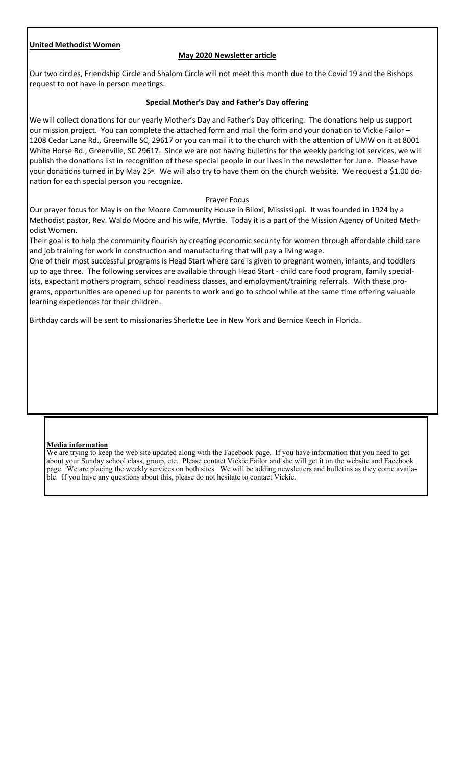**United Methodist Women**

**May 2020 Newsletter article**

Our two circles, Friendship Circle and Shalom Circle will not meet this month due to the Covid 19 and the Bishops request to not have in person meetings.

**Special Mother's Day and Father's Day offering**

We will collect donations for our yearly Mother's Day and Father's Day officering. The donations help us support our mission project. You can complete the attached form and mail the form and your donation to Vickie Failor – 1208 Cedar Lane Rd., Greenville SC, 29617 or you can mail it to the church with the attention of UMW on it at 8001 White Horse Rd., Greenville, SC 29617. Since we are not having bulletins for the weekly parking lot services, we will publish the donations list in recognition of these special people in our lives in the newsletter for June. Please have your donations turned in by May 25th. We will also try to have them on the church website. We request a $1.00 donation for each special person you recognize.

Prayer Focus

Our prayer focus for May is on the Moore Community House in Biloxi, Mississippi. It was founded in 1924 by a Methodist pastor, Rev. Waldo Moore and his wife, Myrtie. Today it is a part of the Mission Agency of United Methodist Women.

Their goal is to help the community flourish by creating economic security for women through affordable child care and job training for work in construction and manufacturing that will pay a living wage.

One of their most successful programs is Head Start where care is given to pregnant women, infants, and toddlers up to age three. The following services are available through Head Start - child care food program, family specialists, expectant mothers program, school readiness classes, and employment/training referrals. With these programs, opportunities are opened up for parents to work and go to school while at the same time offering valuable learning experiences for their children.

Birthday cards will be sent to missionaries Sherlette Lee in New York and Bernice Keech in Florida.

**Media information**

We are trying to keep the web site updated along with the Facebook page. If you have information that you need to get about your Sunday school class, group, etc. Please contact Vickie Failor and she will get it on the website and Facebook page. We are placing the weekly services on both sites. We will be adding newsletters and bulletins as they come available. If you have any questions about this, please do not hesitate to contact Vickie.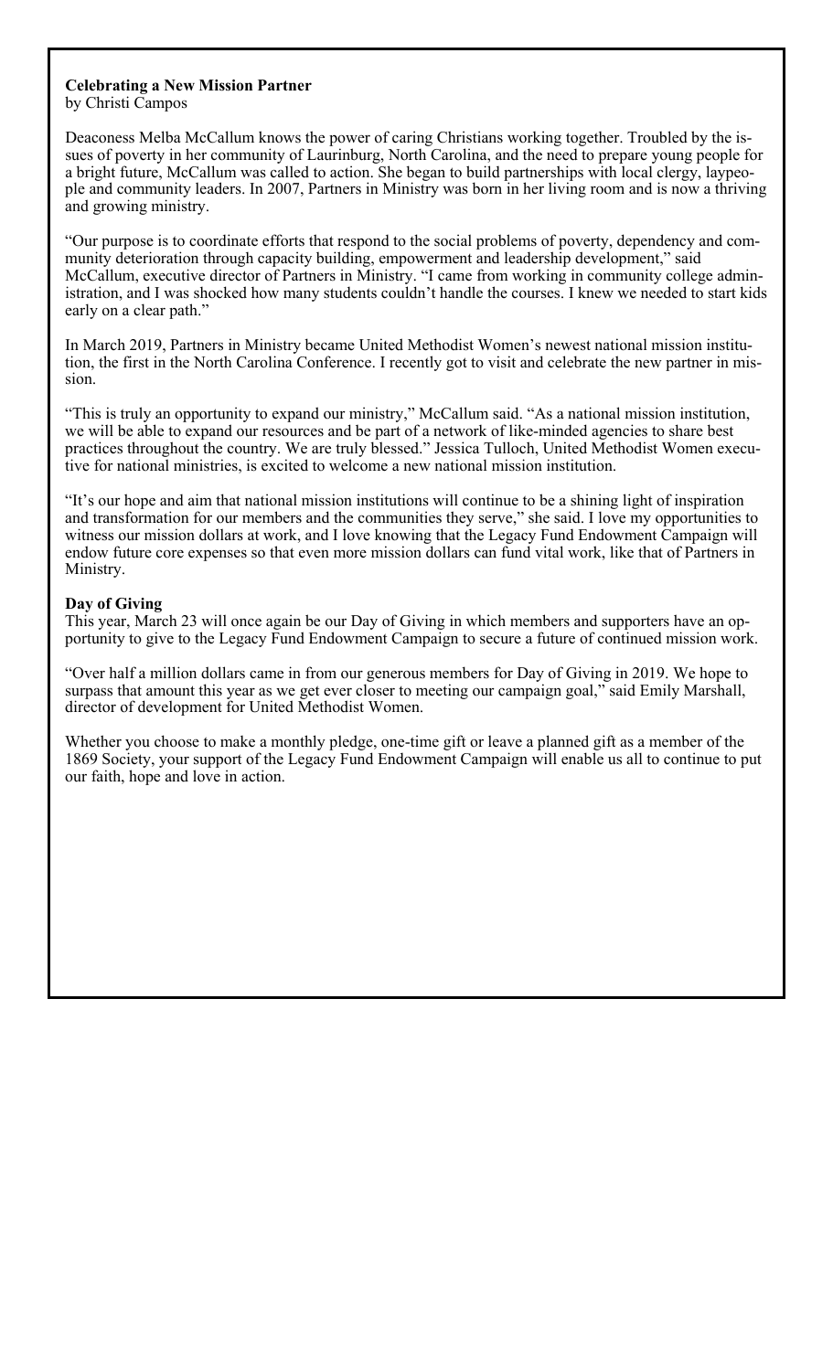**Celebrating a New Mission Partner**
by Christi Campos

Deaconess Melba McCallum knows the power of caring Christians working together. Troubled by the issues of poverty in her community of Laurinburg, North Carolina, and the need to prepare young people for a bright future, McCallum was called to action. She began to build partnerships with local clergy, laypeople and community leaders. In 2007, Partners in Ministry was born in her living room and is now a thriving and growing ministry.

"Our purpose is to coordinate efforts that respond to the social problems of poverty, dependency and community deterioration through capacity building, empowerment and leadership development," said McCallum, executive director of Partners in Ministry. "I came from working in community college administration, and I was shocked how many students couldn't handle the courses. I knew we needed to start kids early on a clear path."

In March 2019, Partners in Ministry became United Methodist Women's newest national mission institution, the first in the North Carolina Conference. I recently got to visit and celebrate the new partner in mission.

"This is truly an opportunity to expand our ministry," McCallum said. "As a national mission institution, we will be able to expand our resources and be part of a network of like-minded agencies to share best practices throughout the country. We are truly blessed." Jessica Tulloch, United Methodist Women executive for national ministries, is excited to welcome a new national mission institution.

"It's our hope and aim that national mission institutions will continue to be a shining light of inspiration and transformation for our members and the communities they serve," she said. I love my opportunities to witness our mission dollars at work, and I love knowing that the Legacy Fund Endowment Campaign will endow future core expenses so that even more mission dollars can fund vital work, like that of Partners in Ministry.

**Day of Giving**
This year, March 23 will once again be our Day of Giving in which members and supporters have an opportunity to give to the Legacy Fund Endowment Campaign to secure a future of continued mission work.

"Over half a million dollars came in from our generous members for Day of Giving in 2019. We hope to surpass that amount this year as we get ever closer to meeting our campaign goal," said Emily Marshall, director of development for United Methodist Women.

Whether you choose to make a monthly pledge, one-time gift or leave a planned gift as a member of the 1869 Society, your support of the Legacy Fund Endowment Campaign will enable us all to continue to put our faith, hope and love in action.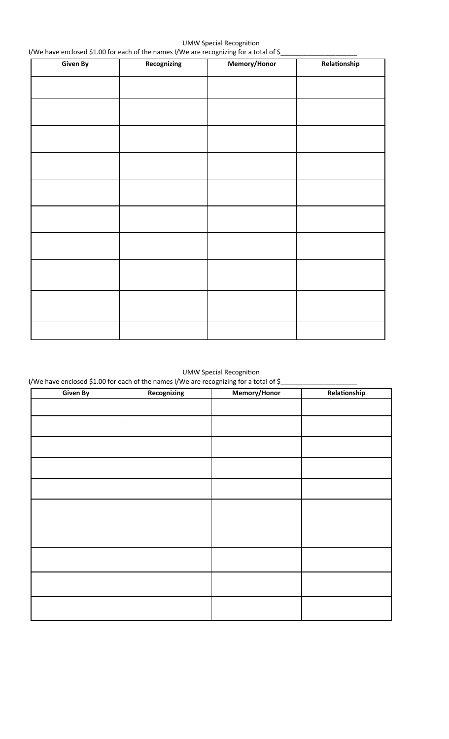UMW Special Recognition

I/We have enclosed $1.00 for each of the names I/We are recognizing for a total of $____________________

| Given By | Recognizing | Memory/Honor | Relationship |
|---|---|---|---|
| | | | |
| | | | |
| | | | |
| | | | |
| | | | |
| | | | |
| | | | |
| | | | |
| | | | |
| | | | |

UMW Special Recognition

I/We have enclosed $1.00 for each of the names I/We are recognizing for a total of $____________________

| Given By | Recognizing | Memory/Honor | Relationship |
|---|---|---|---|
| | | | |
| | | | |
| | | | |
| | | | |
| | | | |
| | | | |
| | | | |
| | | | |
| | | | |
| | | | |